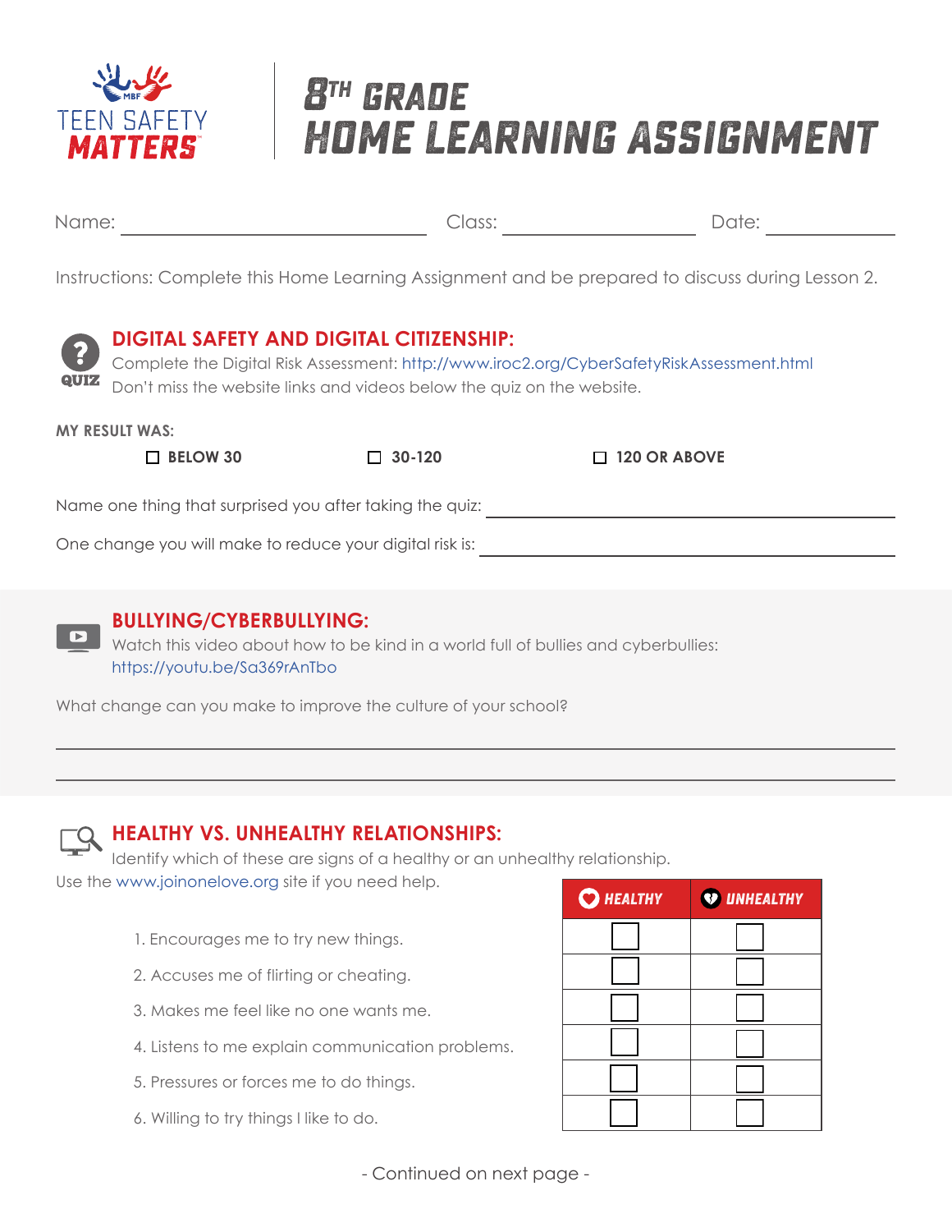TEEN SAFETY MATTERS

# 8TH GRADE HOME LEARNING ASSIGNMENT

Name: ______________________ Class: ______________ Date: ____________

Instructions: Complete this Home Learning Assignment and be prepared to discuss during Lesson 2.

## DIGITAL SAFETY AND DIGITAL CITIZENSHIP:

QUIZ

Complete the Digital Risk Assessment: http://www.iroc2.org/CyberSafetyRiskAssessment.html
Don't miss the website links and videos below the quiz on the website.

**MY RESULT WAS:**

- ☐ **BELOW 30**
- ☐ **30-120**
- ☐ **120 OR ABOVE**

Name one thing that surprised you after taking the quiz: ______________________________

One change you will make to reduce your digital risk is: ______________________________

## BULLYING/CYBERBULLYING:

Watch this video about how to be kind in a world full of bullies and cyberbullies:
https://youtu.be/Sa369rAnTbo

What change can you make to improve the culture of your school?

______________________________________________________________

______________________________________________________________

## HEALTHY VS. UNHEALTHY RELATIONSHIPS:

Identify which of these are signs of a healthy or an unhealthy relationship.
Use the www.joinonelove.org site if you need help.

| | HEALTHY | UNHEALTHY |
|---|---|---|
| 1. Encourages me to try new things. | ☐ | ☐ |
| 2. Accuses me of flirting or cheating. | ☐ | ☐ |
| 3. Makes me feel like no one wants me. | ☐ | ☐ |
| 4. Listens to me explain communication problems. | ☐ | ☐ |
| 5. Pressures or forces me to do things. | ☐ | ☐ |
| 6. Willing to try things I like to do. | ☐ | ☐ |

- Continued on next page -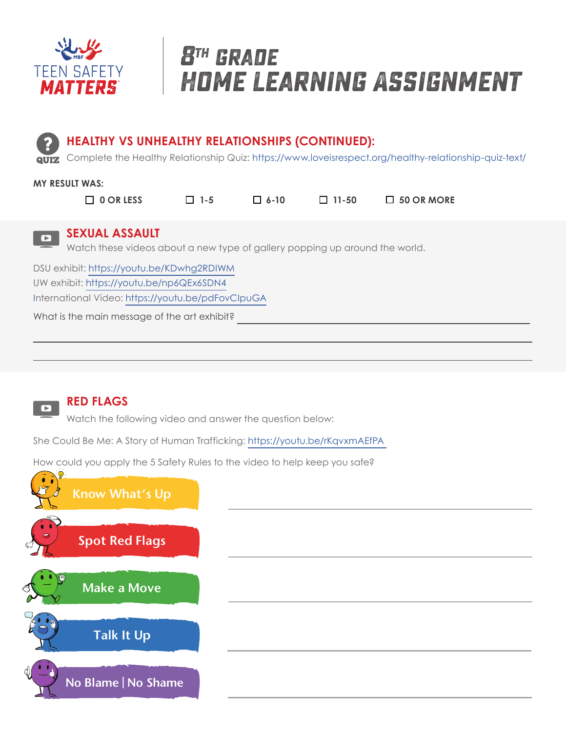TEEN SAFETY MATTERS

# 8TH GRADE HOME LEARNING ASSIGNMENT

## HEALTHY VS UNHEALTHY RELATIONSHIPS (CONTINUED):

QUIZ Complete the Healthy Relationship Quiz: https://www.loveisrespect.org/healthy-relationship-quiz-text/

**MY RESULT WAS:**

- ☐ **0 OR LESS**
- ☐ **1-5**
- ☐ **6-10**
- ☐ **11-50**
- ☐ **50 OR MORE**

## SEXUAL ASSAULT

Watch these videos about a new type of gallery popping up around the world.

DSU exhibit: https://youtu.be/KDwhg2RDIWM

UW exhibit: https://youtu.be/np6QEx6SDN4

International Video: https://youtu.be/pdFovClpuGA

What is the main message of the art exhibit? ______________________________

______________________________________________________________

______________________________________________________________

## RED FLAGS

Watch the following video and answer the question below:

She Could Be Me: A Story of Human Trafficking: https://youtu.be/rKqvxmAEfPA

How could you apply the 5 Safety Rules to the video to help keep you safe?

Know What's Up ______________________________

Spot Red Flags ______________________________

Make a Move ______________________________

Talk It Up ______________________________

No Blame | No Shame ______________________________